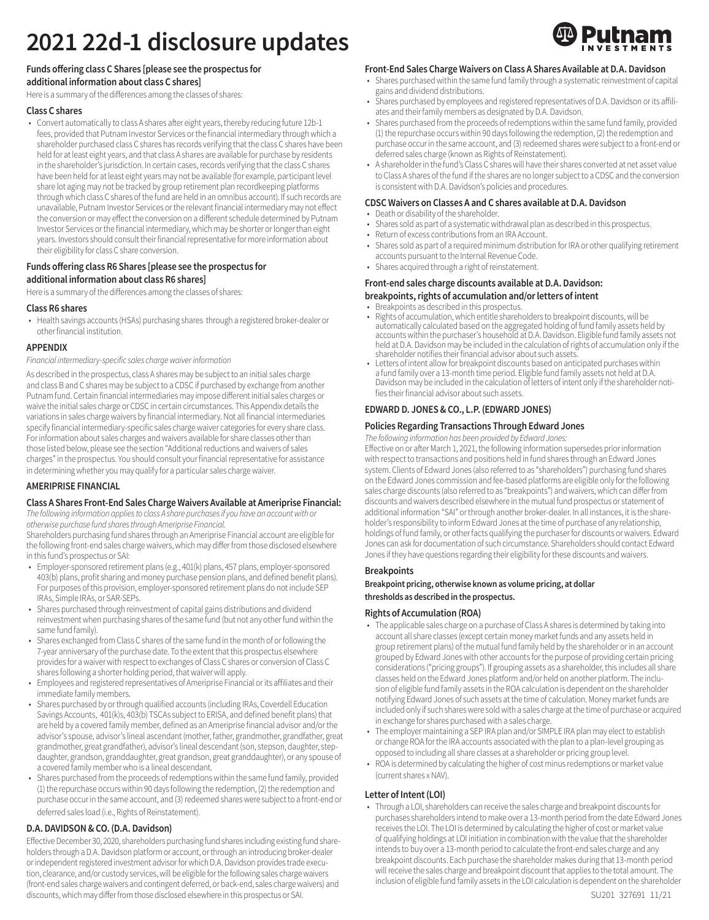# 2021 22d-1 disclosure updates

### Funds offering class C Shares [please see the prospectus for additional information about class C shares]

Here is a summary of the differences among the classes of shares:

#### Class C shares

- Convert automatically to class A shares after eight years, thereby reducing future 12b-1 fees, provided that Putnam Investor Services or the financial intermediary through which a shareholder purchased class C shares has records verifying that the class C shares have been held for at least eight years, and that class A shares are available for purchase by residents in the shareholder's jurisdiction. In certain cases, records verifying that the class C shares have been held for at least eight years may not be available (for example, participant level share lot aging may not be tracked by group retirement plan recordkeeping platforms through which class C shares of the fund are held in an omnibus account). If such records are unavailable, Putnam Investor Services or the relevant financial intermediary may not effect the conversion or may effect the conversion on a different schedule determined by Putnam Investor Services or the financial intermediary, which may be shorter or longer than eight years. Investors should consult their financial representative for more information about their eligibility for class C share conversion.

### Funds offering class R6 Shares [please see the prospectus for additional information about class R6 shares]

Here is a summary of the differences among the classes of shares:

#### Class R6 shares

- Health savings accounts (HSAs) purchasing shares through a registered broker-dealer or other financial institution.

### APPENDIX

*Financial intermediary-specific sales charge waiver information*

As described in the prospectus, class A shares may be subject to an initial sales charge and class B and C shares may be subject to a CDSC if purchased by exchange from another Putnam fund. Certain financial intermediaries may impose different initial sales charges or waive the initial sales charge or CDSC in certain circumstances. This Appendix details the variations in sales charge waivers by financial intermediary. Not all financial intermediaries specify financial intermediary-specific sales charge waiver categories for every share class. For information about sales charges and waivers available for share classes other than those listed below, please see the section "Additional reductions and waivers of sales charges" in the prospectus. You should consult your financial representative for assistance in determining whether you may qualify for a particular sales charge waiver.

### AMERIPRISE FINANCIAL

#### Class A Shares Front-End Sales Charge Waivers Available at Ameriprise Financial:

*The following information applies to class A share purchases if you have an account with or otherwise purchase fund shares through Ameriprise Financial.*

Shareholders purchasing fund shares through an Ameriprise Financial account are eligible for the following front-end sales charge waivers, which may differ from those disclosed elsewhere in this fund's prospectus or SAI:

- Employer-sponsored retirement plans (e.g., 401(k) plans, 457 plans, employer-sponsored 403(b) plans, profit sharing and money purchase pension plans, and defined benefit plans). For purposes of this provision, employer-sponsored retirement plans do not include SEP IRAs, Simple IRAs, or SAR-SEPs.
- Shares purchased through reinvestment of capital gains distributions and dividend reinvestment when purchasing shares of the same fund (but not any other fund within the same fund family).
- Shares exchanged from Class C shares of the same fund in the month of or following the 7-year anniversary of the purchase date. To the extent that this prospectus elsewhere provides for a waiver with respect to exchanges of Class C shares or conversion of Class C shares following a shorter holding period, that waiver will apply.
- Employees and registered representatives of Ameriprise Financial or its affiliates and their immediate family members.
- Shares purchased by or through qualified accounts (including IRAs, Coverdell Education Savings Accounts, 401(k)s, 403(b) TSCAs subject to ERISA, and defined benefit plans) that are held by a covered family member, defined as an Ameriprise financial advisor and/or the advisor's spouse, advisor's lineal ascendant (mother, father, grandmother, grandfather, great grandmother, great grandfather), advisor's lineal descendant (son, stepson, daughter, stepdaughter, grandson, granddaughter, great grandson, great granddaughter), or any spouse of a covered family member who is a lineal descendant.
- Shares purchased from the proceeds of redemptions within the same fund family, provided (1) the repurchase occurs within 90 days following the redemption, (2) the redemption and purchase occur in the same account, and (3) redeemed shares were subject to a front-end or deferred sales load (i.e., Rights of Reinstatement).

### D.A. DAVIDSON & CO. (D.A. Davidson)

Effective December 30, 2020, shareholders purchasing fund shares including existing fund shareholders through a D.A. Davidson platform or account, or through an introducing broker-dealer or independent registered investment advisor for which D.A. Davidson provides trade execution, clearance, and/or custody services, will be eligible for the following sales charge waivers (front-end sales charge waivers and contingent deferred, or back-end, sales charge waivers) and discounts, which may differ from those disclosed elsewhere in this prospectus or SAI.

#### Front-End Sales Charge Waivers on Class A Shares Available at D.A. Davidson

- Shares purchased within the same fund family through a systematic reinvestment of capital gains and dividend distributions.
- Shares purchased by employees and registered representatives of D.A. Davidson or its affiliates and their family members as designated by D.A. Davidson.
- Shares purchased from the proceeds of redemptions within the same fund family, provided (1) the repurchase occurs within 90 days following the redemption, (2) the redemption and purchase occur in the same account, and (3) redeemed shares were subject to a front-end or deferred sales charge (known as Rights of Reinstatement).
- A shareholder in the fund's Class C shares will have their shares converted at net asset value to Class A shares of the fund if the shares are no longer subject to a CDSC and the conversion is consistent with D.A. Davidson's policies and procedures.

#### CDSC Waivers on Classes A and C shares available at D.A. Davidson

- Death or disability of the shareholder.
- Shares sold as part of a systematic withdrawal plan as described in this prospectus.
- Return of excess contributions from an IRA Account.
- Shares sold as part of a required minimum distribution for IRA or other qualifying retirement accounts pursuant to the Internal Revenue Code.
- Shares acquired through a right of reinstatement.

#### Front-end sales charge discounts available at D.A. Davidson: breakpoints, rights of accumulation and/or letters of intent

- Breakpoints as described in this prospectus.
- Rights of accumulation, which entitle shareholders to breakpoint discounts, will be automatically calculated based on the aggregated holding of fund family assets held by accounts within the purchaser's household at D.A. Davidson. Eligible fund family assets not held at D.A. Davidson may be included in the calculation of rights of accumulation only if the shareholder notifies their financial advisor about such assets.
- Letters of intent allow for breakpoint discounts based on anticipated purchases within a fund family over a 13-month time period. Eligible fund family assets not held at D.A. Davidson may be included in the calculation of letters of intent only if the shareholder notifies their financial advisor about such assets.

### EDWARD D. JONES & CO., L.P. (EDWARD JONES)

#### Policies Regarding Transactions Through Edward Jones

*The following information has been provided by Edward Jones:*

Effective on or after March 1, 2021, the following information supersedes prior information with respect to transactions and positions held in fund shares through an Edward Jones system. Clients of Edward Jones (also referred to as "shareholders") purchasing fund shares on the Edward Jones commission and fee-based platforms are eligible only for the following sales charge discounts (also referred to as "breakpoints") and waivers, which can differ from discounts and waivers described elsewhere in the mutual fund prospectus or statement of additional information "SAI" or through another broker-dealer. In all instances, it is the shareholder's responsibility to inform Edward Jones at the time of purchase of any relationship, holdings of fund family, or other facts qualifying the purchaser for discounts or waivers. Edward Jones can ask for documentation of such circumstance. Shareholders should contact Edward Jones if they have questions regarding their eligibility for these discounts and waivers.

#### Breakpoints

**Breakpoint pricing, otherwise known as volume pricing, at dollar thresholds as described in the prospectus.**

#### Rights of Accumulation (ROA)

- The applicable sales charge on a purchase of Class A shares is determined by taking into account all share classes (except certain money market funds and any assets held in group retirement plans) of the mutual fund family held by the shareholder or in an account grouped by Edward Jones with other accounts for the purpose of providing certain pricing considerations ("pricing groups"). If grouping assets as a shareholder, this includes all share classes held on the Edward Jones platform and/or held on another platform. The inclusion of eligible fund family assets in the ROA calculation is dependent on the shareholder notifying Edward Jones of such assets at the time of calculation. Money market funds are included only if such shares were sold with a sales charge at the time of purchase or acquired in exchange for shares purchased with a sales charge.
- The employer maintaining a SEP IRA plan and/or SIMPLE IRA plan may elect to establish or change ROA for the IRA accounts associated with the plan to a plan-level grouping as opposed to including all share classes at a shareholder or pricing group level.
- ROA is determined by calculating the higher of cost minus redemptions or market value (current shares x NAV).

#### Letter of Intent (LOI)

- Through a LOI, shareholders can receive the sales charge and breakpoint discounts for purchases shareholders intend to make over a 13-month period from the date Edward Jones receives the LOI. The LOI is determined by calculating the higher of cost or market value of qualifying holdings at LOI initiation in combination with the value that the shareholder intends to buy over a 13-month period to calculate the front-end sales charge and any breakpoint discounts. Each purchase the shareholder makes during that 13-month period will receive the sales charge and breakpoint discount that applies to the total amount. The inclusion of eligible fund family assets in the LOI calculation is dependent on the shareholder

SU201 327691 11/21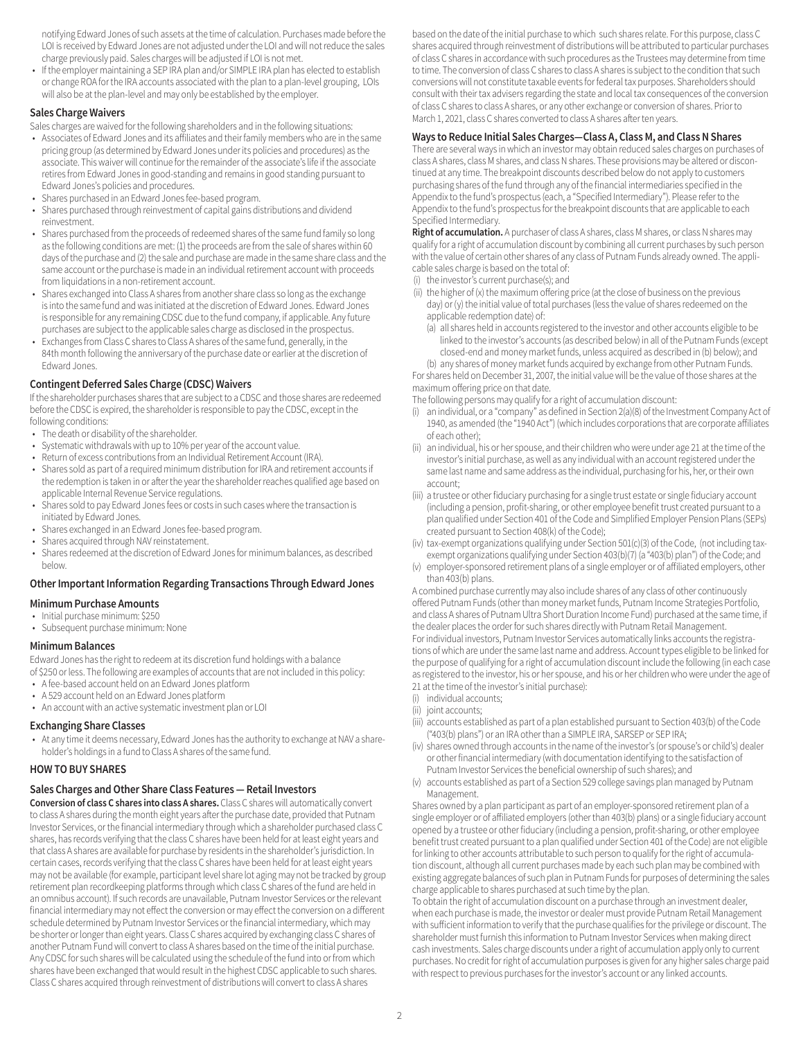notifying Edward Jones of such assets at the time of calculation. Purchases made before the LOI is received by Edward Jones are not adjusted under the LOI and will not reduce the sales charge previously paid. Sales charges will be adjusted if LOI is not met.

- If the employer maintaining a SEP IRA plan and/or SIMPLE IRA plan has elected to establish or change ROA for the IRA accounts associated with the plan to a plan-level grouping, LOIs will also be at the plan-level and may only be established by the employer.

### Sales Charge Waivers

Sales charges are waived for the following shareholders and in the following situations:

- Associates of Edward Jones and its affiliates and their family members who are in the same pricing group (as determined by Edward Jones under its policies and procedures) as the associate. This waiver will continue for the remainder of the associate's life if the associate retires from Edward Jones in good-standing and remains in good standing pursuant to Edward Jones's policies and procedures.
- Shares purchased in an Edward Jones fee-based program.
- Shares purchased through reinvestment of capital gains distributions and dividend reinvestment.
- Shares purchased from the proceeds of redeemed shares of the same fund family so long as the following conditions are met: (1) the proceeds are from the sale of shares within 60 days of the purchase and (2) the sale and purchase are made in the same share class and the same account or the purchase is made in an individual retirement account with proceeds from liquidations in a non-retirement account.
- Shares exchanged into Class A shares from another share class so long as the exchange is into the same fund and was initiated at the discretion of Edward Jones. Edward Jones is responsible for any remaining CDSC due to the fund company, if applicable. Any future purchases are subject to the applicable sales charge as disclosed in the prospectus.
- Exchanges from Class C shares to Class A shares of the same fund, generally, in the 84th month following the anniversary of the purchase date or earlier at the discretion of Edward Jones.

### Contingent Deferred Sales Charge (CDSC) Waivers

If the shareholder purchases shares that are subject to a CDSC and those shares are redeemed before the CDSC is expired, the shareholder is responsible to pay the CDSC, except in the following conditions:

- The death or disability of the shareholder.
- Systematic withdrawals with up to 10% per year of the account value.
- Return of excess contributions from an Individual Retirement Account (IRA).
- Shares sold as part of a required minimum distribution for IRA and retirement accounts if the redemption is taken in or after the year the shareholder reaches qualified age based on applicable Internal Revenue Service regulations.
- Shares sold to pay Edward Jones fees or costs in such cases where the transaction is initiated by Edward Jones.
- Shares exchanged in an Edward Jones fee-based program.
- Shares acquired through NAV reinstatement.
- Shares redeemed at the discretion of Edward Jones for minimum balances, as described below.

### Other Important Information Regarding Transactions Through Edward Jones

### Minimum Purchase Amounts

- Initial purchase minimum: $250
- Subsequent purchase minimum: None

### Minimum Balances

Edward Jones has the right to redeem at its discretion fund holdings with a balance of $250 or less. The following are examples of accounts that are not included in this policy:

- A fee-based account held on an Edward Jones platform
- A 529 account held on an Edward Jones platform
- An account with an active systematic investment plan or LOI

### Exchanging Share Classes

- At any time it deems necessary, Edward Jones has the authority to exchange at NAV a shareholder's holdings in a fund to Class A shares of the same fund.

## HOW TO BUY SHARES

### Sales Charges and Other Share Class Features — Retail Investors

**Conversion of class C shares into class A shares.** Class C shares will automatically convert to class A shares during the month eight years after the purchase date, provided that Putnam Investor Services, or the financial intermediary through which a shareholder purchased class C shares, has records verifying that the class C shares have been held for at least eight years and that class A shares are available for purchase by residents in the shareholder's jurisdiction. In certain cases, records verifying that the class C shares have been held for at least eight years may not be available (for example, participant level share lot aging may not be tracked by group retirement plan recordkeeping platforms through which class C shares of the fund are held in an omnibus account). If such records are unavailable, Putnam Investor Services or the relevant financial intermediary may not effect the conversion or may effect the conversion on a different schedule determined by Putnam Investor Services or the financial intermediary, which may be shorter or longer than eight years. Class C shares acquired by exchanging class C shares of another Putnam Fund will convert to class A shares based on the time of the initial purchase. Any CDSC for such shares will be calculated using the schedule of the fund into or from which shares have been exchanged that would result in the highest CDSC applicable to such shares. Class C shares acquired through reinvestment of distributions will convert to class A shares based on the date of the initial purchase to which such shares relate. For this purpose, class C shares acquired through reinvestment of distributions will be attributed to particular purchases of class C shares in accordance with such procedures as the Trustees may determine from time to time. The conversion of class C shares to class A shares is subject to the condition that such conversions will not constitute taxable events for federal tax purposes. Shareholders should consult with their tax advisers regarding the state and local tax consequences of the conversion of class C shares to class A shares, or any other exchange or conversion of shares. Prior to March 1, 2021, class C shares converted to class A shares after ten years.

### Ways to Reduce Initial Sales Charges—Class A, Class M, and Class N Shares

There are several ways in which an investor may obtain reduced sales charges on purchases of class A shares, class M shares, and class N shares. These provisions may be altered or discontinued at any time. The breakpoint discounts described below do not apply to customers purchasing shares of the fund through any of the financial intermediaries specified in the Appendix to the fund's prospectus (each, a "Specified Intermediary"). Please refer to the Appendix to the fund's prospectus for the breakpoint discounts that are applicable to each Specified Intermediary.

**Right of accumulation.** A purchaser of class A shares, class M shares, or class N shares may qualify for a right of accumulation discount by combining all current purchases by such person with the value of certain other shares of any class of Putnam Funds already owned. The applicable sales charge is based on the total of:

(i) the investor's current purchase(s); and
(ii) the higher of (x) the maximum offering price (at the close of business on the previous day) or (y) the initial value of total purchases (less the value of shares redeemed on the applicable redemption date) of:
  (a) all shares held in accounts registered to the investor and other accounts eligible to be linked to the investor's accounts (as described below) in all of the Putnam Funds (except closed-end and money market funds, unless acquired as described in (b) below); and
  (b) any shares of money market funds acquired by exchange from other Putnam Funds.

For shares held on December 31, 2007, the initial value will be the value of those shares at the maximum offering price on that date.

The following persons may qualify for a right of accumulation discount:

(i) an individual, or a "company" as defined in Section 2(a)(8) of the Investment Company Act of 1940, as amended (the "1940 Act") (which includes corporations that are corporate affiliates of each other);
(ii) an individual, his or her spouse, and their children who were under age 21 at the time of the investor's initial purchase, as well as any individual with an account registered under the same last name and same address as the individual, purchasing for his, her, or their own account;
(iii) a trustee or other fiduciary purchasing for a single trust estate or single fiduciary account (including a pension, profit-sharing, or other employee benefit trust created pursuant to a plan qualified under Section 401 of the Code and Simplified Employer Pension Plans (SEPs) created pursuant to Section 408(k) of the Code);
(iv) tax-exempt organizations qualifying under Section 501(c)(3) of the Code, (not including tax-exempt organizations qualifying under Section 403(b)(7) (a "403(b) plan") of the Code; and
(v) employer-sponsored retirement plans of a single employer or of affiliated employers, other than 403(b) plans.

A combined purchase currently may also include shares of any class of other continuously offered Putnam Funds (other than money market funds, Putnam Income Strategies Portfolio, and class A shares of Putnam Ultra Short Duration Income Fund) purchased at the same time, if the dealer places the order for such shares directly with Putnam Retail Management.

For individual investors, Putnam Investor Services automatically links accounts the registrations of which are under the same last name and address. Account types eligible to be linked for the purpose of qualifying for a right of accumulation discount include the following (in each case as registered to the investor, his or her spouse, and his or her children who were under the age of 21 at the time of the investor's initial purchase):

(i) individual accounts;
(ii) joint accounts;
(iii) accounts established as part of a plan established pursuant to Section 403(b) of the Code ("403(b) plans") or an IRA other than a SIMPLE IRA, SARSEP or SEP IRA;
(iv) shares owned through accounts in the name of the investor's (or spouse's or child's) dealer or other financial intermediary (with documentation identifying to the satisfaction of Putnam Investor Services the beneficial ownership of such shares); and
(v) accounts established as part of a Section 529 college savings plan managed by Putnam Management.

Shares owned by a plan participant as part of an employer-sponsored retirement plan of a single employer or of affiliated employers (other than 403(b) plans) or a single fiduciary account opened by a trustee or other fiduciary (including a pension, profit-sharing, or other employee benefit trust created pursuant to a plan qualified under Section 401 of the Code) are not eligible for linking to other accounts attributable to such person to qualify for the right of accumulation discount, although all current purchases made by each such plan may be combined with existing aggregate balances of such plan in Putnam Funds for purposes of determining the sales charge applicable to shares purchased at such time by the plan.

To obtain the right of accumulation discount on a purchase through an investment dealer, when each purchase is made, the investor or dealer must provide Putnam Retail Management with sufficient information to verify that the purchase qualifies for the privilege or discount. The shareholder must furnish this information to Putnam Investor Services when making direct cash investments. Sales charge discounts under a right of accumulation apply only to current purchases. No credit for right of accumulation purposes is given for any higher sales charge paid with respect to previous purchases for the investor's account or any linked accounts.